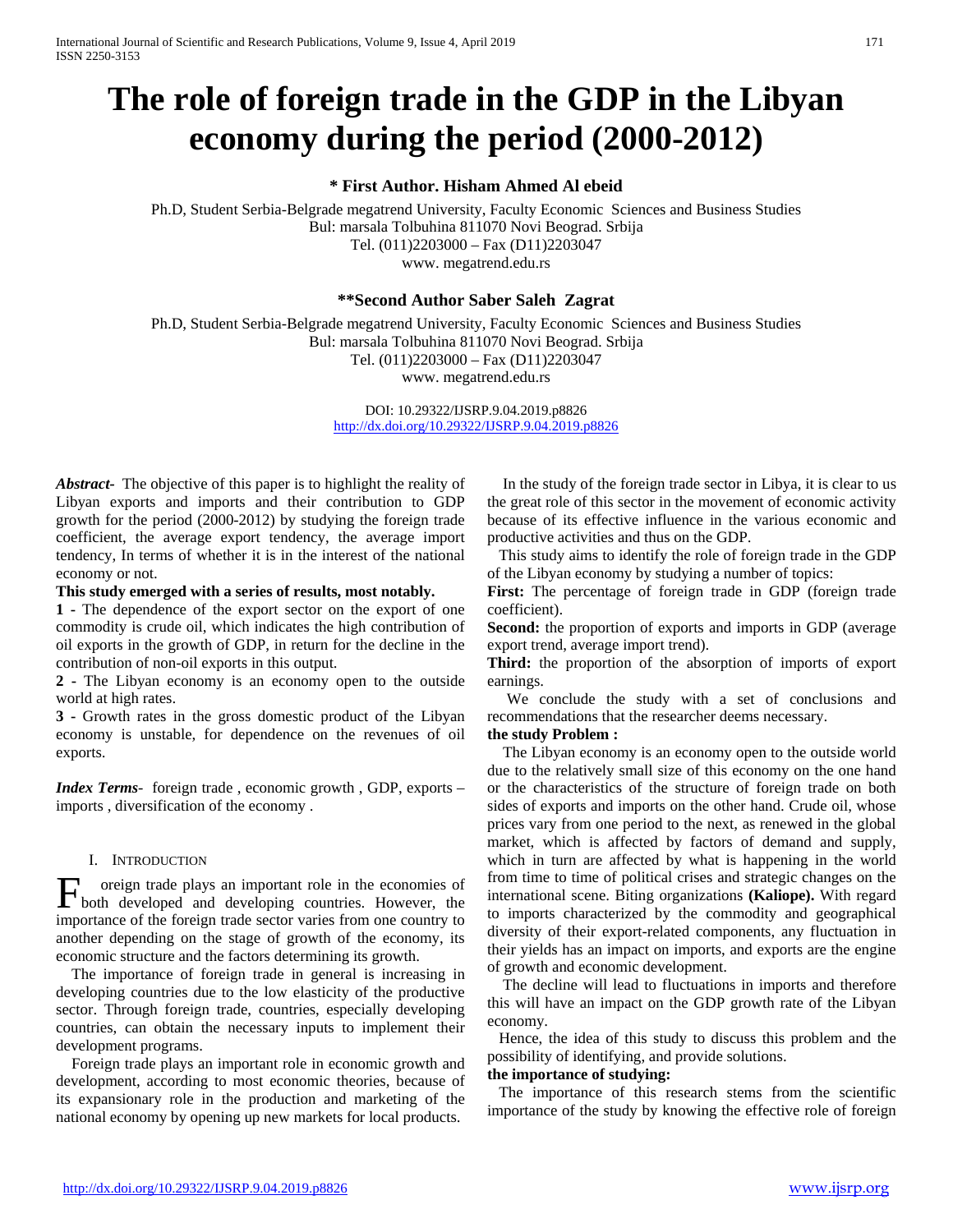# The role of foreign trade in the GDP in the Libyan economy during the period (2000-2012)

**\* First Author. Hisham Ahmed Al ebeid**

Ph.D, Student Serbia-Belgrade megatrend University, Faculty Economic Sciences and Business Studies
Bul: marsala Tolbuhina 811070 Novi Beograd. Srbija
Tel. (011)2203000 – Fax (D11)2203047
www. megatrend.edu.rs

**\*\*Second Author Saber Saleh Zagrat**

Ph.D, Student Serbia-Belgrade megatrend University, Faculty Economic Sciences and Business Studies
Bul: marsala Tolbuhina 811070 Novi Beograd. Srbija
Tel. (011)2203000 – Fax (D11)2203047
www. megatrend.edu.rs

DOI: 10.29322/IJSRP.9.04.2019.p8826
http://dx.doi.org/10.29322/IJSRP.9.04.2019.p8826

***Abstract-*** The objective of this paper is to highlight the reality of Libyan exports and imports and their contribution to GDP growth for the period (2000-2012) by studying the foreign trade coefficient, the average export tendency, the average import tendency, In terms of whether it is in the interest of the national economy or not.

**This study emerged with a series of results, most notably.**

**1 -** The dependence of the export sector on the export of one commodity is crude oil, which indicates the high contribution of oil exports in the growth of GDP, in return for the decline in the contribution of non-oil exports in this output.

**2 -** The Libyan economy is an economy open to the outside world at high rates.

**3 -** Growth rates in the gross domestic product of the Libyan economy is unstable, for dependence on the revenues of oil exports.

***Index Terms*-** foreign trade , economic growth , GDP, exports – imports , diversification of the economy .

## I. Introduction

Foreign trade plays an important role in the economies of both developed and developing countries. However, the importance of the foreign trade sector varies from one country to another depending on the stage of growth of the economy, its economic structure and the factors determining its growth.

The importance of foreign trade in general is increasing in developing countries due to the low elasticity of the productive sector. Through foreign trade, countries, especially developing countries, can obtain the necessary inputs to implement their development programs.

Foreign trade plays an important role in economic growth and development, according to most economic theories, because of its expansionary role in the production and marketing of the national economy by opening up new markets for local products.

In the study of the foreign trade sector in Libya, it is clear to us the great role of this sector in the movement of economic activity because of its effective influence in the various economic and productive activities and thus on the GDP.

This study aims to identify the role of foreign trade in the GDP of the Libyan economy by studying a number of topics:

**First:** The percentage of foreign trade in GDP (foreign trade coefficient).

**Second:** the proportion of exports and imports in GDP (average export trend, average import trend).

**Third:** the proportion of the absorption of imports of export earnings.

We conclude the study with a set of conclusions and recommendations that the researcher deems necessary.

**the study Problem :**

The Libyan economy is an economy open to the outside world due to the relatively small size of this economy on the one hand or the characteristics of the structure of foreign trade on both sides of exports and imports on the other hand. Crude oil, whose prices vary from one period to the next, as renewed in the global market, which is affected by factors of demand and supply, which in turn are affected by what is happening in the world from time to time of political crises and strategic changes on the international scene. Biting organizations **(Kaliope).** With regard to imports characterized by the commodity and geographical diversity of their export-related components, any fluctuation in their yields has an impact on imports, and exports are the engine of growth and economic development.

The decline will lead to fluctuations in imports and therefore this will have an impact on the GDP growth rate of the Libyan economy.

Hence, the idea of this study to discuss this problem and the possibility of identifying, and provide solutions.

**the importance of studying:**

The importance of this research stems from the scientific importance of the study by knowing the effective role of foreign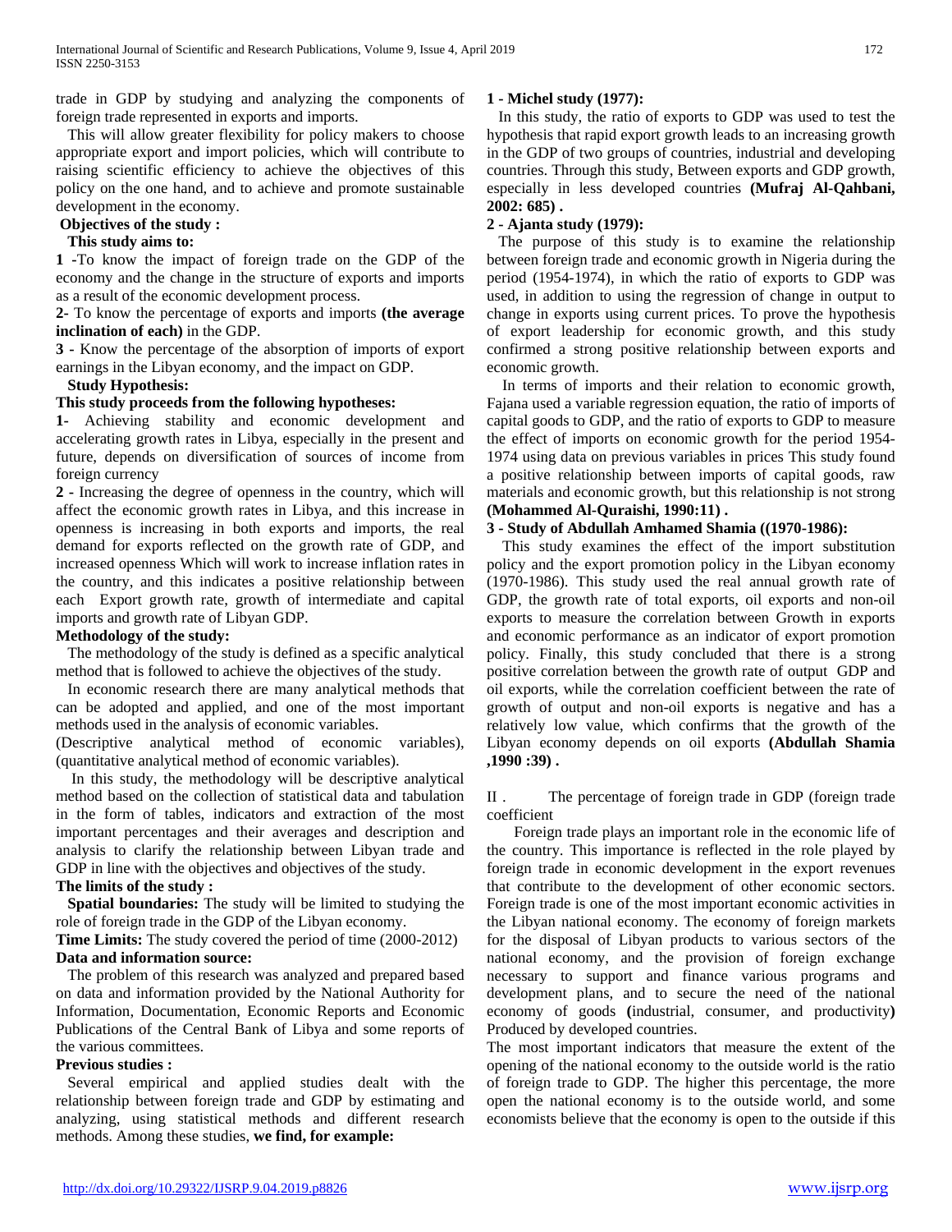trade in GDP by studying and analyzing the components of foreign trade represented in exports and imports.

This will allow greater flexibility for policy makers to choose appropriate export and import policies, which will contribute to raising scientific efficiency to achieve the objectives of this policy on the one hand, and to achieve and promote sustainable development in the economy.

**Objectives of the study :**

**This study aims to:**

**1 -**To know the impact of foreign trade on the GDP of the economy and the change in the structure of exports and imports as a result of the economic development process.

**2-** To know the percentage of exports and imports **(the average inclination of each)** in the GDP.

**3 -** Know the percentage of the absorption of imports of export earnings in the Libyan economy, and the impact on GDP.

**Study Hypothesis:**

**This study proceeds from the following hypotheses:**

**1-** Achieving stability and economic development and accelerating growth rates in Libya, especially in the present and future, depends on diversification of sources of income from foreign currency

**2** - Increasing the degree of openness in the country, which will affect the economic growth rates in Libya, and this increase in openness is increasing in both exports and imports, the real demand for exports reflected on the growth rate of GDP, and increased openness Which will work to increase inflation rates in the country, and this indicates a positive relationship between each Export growth rate, growth of intermediate and capital imports and growth rate of Libyan GDP.

**Methodology of the study:**

The methodology of the study is defined as a specific analytical method that is followed to achieve the objectives of the study.

In economic research there are many analytical methods that can be adopted and applied, and one of the most important methods used in the analysis of economic variables.

(Descriptive analytical method of economic variables), (quantitative analytical method of economic variables).

In this study, the methodology will be descriptive analytical method based on the collection of statistical data and tabulation in the form of tables, indicators and extraction of the most important percentages and their averages and description and analysis to clarify the relationship between Libyan trade and GDP in line with the objectives and objectives of the study.

**The limits of the study :**

**Spatial boundaries:** The study will be limited to studying the role of foreign trade in the GDP of the Libyan economy.

**Time Limits:** The study covered the period of time (2000-2012)

**Data and information source:**

The problem of this research was analyzed and prepared based on data and information provided by the National Authority for Information, Documentation, Economic Reports and Economic Publications of the Central Bank of Libya and some reports of the various committees.

**Previous studies :**

Several empirical and applied studies dealt with the relationship between foreign trade and GDP by estimating and analyzing, using statistical methods and different research methods. Among these studies, **we find, for example:**

**1 - Michel study (1977):**

In this study, the ratio of exports to GDP was used to test the hypothesis that rapid export growth leads to an increasing growth in the GDP of two groups of countries, industrial and developing countries. Through this study, Between exports and GDP growth, especially in less developed countries **(Mufraj Al-Qahbani, 2002: 685) .**

**2 - Ajanta study (1979):**

The purpose of this study is to examine the relationship between foreign trade and economic growth in Nigeria during the period (1954-1974), in which the ratio of exports to GDP was used, in addition to using the regression of change in output to change in exports using current prices. To prove the hypothesis of export leadership for economic growth, and this study confirmed a strong positive relationship between exports and economic growth.

In terms of imports and their relation to economic growth, Fajana used a variable regression equation, the ratio of imports of capital goods to GDP, and the ratio of exports to GDP to measure the effect of imports on economic growth for the period 1954-1974 using data on previous variables in prices This study found a positive relationship between imports of capital goods, raw materials and economic growth, but this relationship is not strong **(Mohammed Al-Quraishi, 1990:11) .**

**3 - Study of Abdullah Amhamed Shamia ((1970-1986):**

This study examines the effect of the import substitution policy and the export promotion policy in the Libyan economy (1970-1986). This study used the real annual growth rate of GDP, the growth rate of total exports, oil exports and non-oil exports to measure the correlation between Growth in exports and economic performance as an indicator of export promotion policy. Finally, this study concluded that there is a strong positive correlation between the growth rate of output GDP and oil exports, while the correlation coefficient between the rate of growth of output and non-oil exports is negative and has a relatively low value, which confirms that the growth of the Libyan economy depends on oil exports **(Abdullah Shamia ,1990 :39) .**

II . The percentage of foreign trade in GDP (foreign trade coefficient

Foreign trade plays an important role in the economic life of the country. This importance is reflected in the role played by foreign trade in economic development in the export revenues that contribute to the development of other economic sectors. Foreign trade is one of the most important economic activities in the Libyan national economy. The economy of foreign markets for the disposal of Libyan products to various sectors of the national economy, and the provision of foreign exchange necessary to support and finance various programs and development plans, and to secure the need of the national economy of goods **(**industrial, consumer, and productivity**)** Produced by developed countries.

The most important indicators that measure the extent of the opening of the national economy to the outside world is the ratio of foreign trade to GDP. The higher this percentage, the more open the national economy is to the outside world, and some economists believe that the economy is open to the outside if this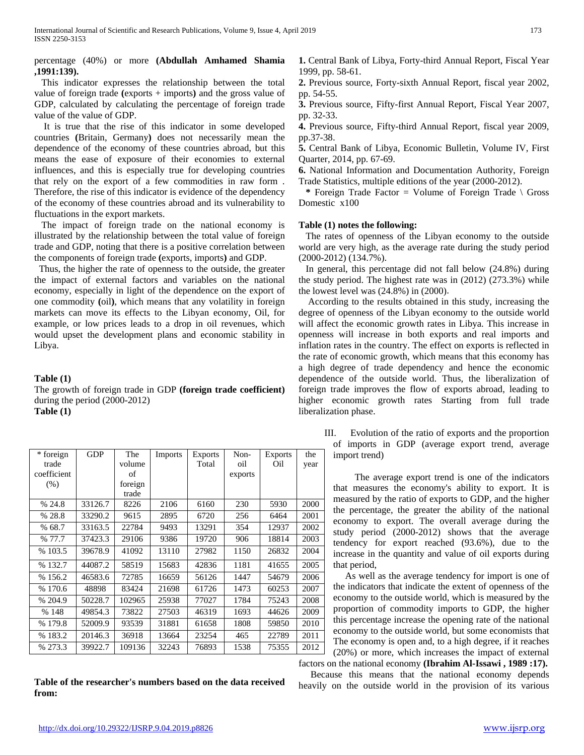percentage (40%) or more **(Abdullah Amhamed Shamia ,1991:139).**

This indicator expresses the relationship between the total value of foreign trade **(**exports + imports**)** and the gross value of GDP, calculated by calculating the percentage of foreign trade value of the value of GDP.

It is true that the rise of this indicator in some developed countries **(**Britain, Germany**)** does not necessarily mean the dependence of the economy of these countries abroad, but this means the ease of exposure of their economies to external influences, and this is especially true for developing countries that rely on the export of a few commodities in raw form . Therefore, the rise of this indicator is evidence of the dependency of the economy of these countries abroad and its vulnerability to fluctuations in the export markets.

The impact of foreign trade on the national economy is illustrated by the relationship between the total value of foreign trade and GDP, noting that there is a positive correlation between the components of foreign trade **(**exports, imports**)** and GDP.

Thus, the higher the rate of openness to the outside, the greater the impact of external factors and variables on the national economy, especially in light of the dependence on the export of one commodity **(**oil**)**, which means that any volatility in foreign markets can move its effects to the Libyan economy, Oil, for example, or low prices leads to a drop in oil revenues, which would upset the development plans and economic stability in Libya.

**Table (1)**

The growth of foreign trade in GDP **(foreign trade coefficient)** during the period (2000-2012)

**Table (1)**

| * foreign trade coefficient (%) | GDP | The volume of foreign trade | Imports | Exports Total | Non-oil exports | Exports Oil | the year |
|---|---|---|---|---|---|---|---|
| % 24.8 | 33126.7 | 8226 | 2106 | 6160 | 230 | 5930 | 2000 |
| % 28.8 | 33290.2 | 9615 | 2895 | 6720 | 256 | 6464 | 2001 |
| % 68.7 | 33163.5 | 22784 | 9493 | 13291 | 354 | 12937 | 2002 |
| % 77.7 | 37423.3 | 29106 | 9386 | 19720 | 906 | 18814 | 2003 |
| % 103.5 | 39678.9 | 41092 | 13110 | 27982 | 1150 | 26832 | 2004 |
| % 132.7 | 44087.2 | 58519 | 15683 | 42836 | 1181 | 41655 | 2005 |
| % 156.2 | 46583.6 | 72785 | 16659 | 56126 | 1447 | 54679 | 2006 |
| % 170.6 | 48898 | 83424 | 21698 | 61726 | 1473 | 60253 | 2007 |
| % 204.9 | 50228.7 | 102965 | 25938 | 77027 | 1784 | 75243 | 2008 |
| % 148 | 49854.3 | 73822 | 27503 | 46319 | 1693 | 44626 | 2009 |
| % 179.8 | 52009.9 | 93539 | 31881 | 61658 | 1808 | 59850 | 2010 |
| % 183.2 | 20146.3 | 36918 | 13664 | 23254 | 465 | 22789 | 2011 |
| % 273.3 | 39922.7 | 109136 | 32243 | 76893 | 1538 | 75355 | 2012 |

**Table of the researcher's numbers based on the data received from:**

**1.** Central Bank of Libya, Forty-third Annual Report, Fiscal Year 1999, pp. 58-61.

**2.** Previous source, Forty-sixth Annual Report, fiscal year 2002, pp. 54-55.

**3.** Previous source, Fifty-first Annual Report, Fiscal Year 2007, pp. 32-33.

**4.** Previous source, Fifty-third Annual Report, fiscal year 2009, pp.37-38.

**5.** Central Bank of Libya, Economic Bulletin, Volume IV, First Quarter, 2014, pp. 67-69.

**6.** National Information and Documentation Authority, Foreign Trade Statistics, multiple editions of the year (2000-2012).

**\*** Foreign Trade Factor = Volume of Foreign Trade \ Gross Domestic x100

**Table (1) notes the following:**

The rates of openness of the Libyan economy to the outside world are very high, as the average rate during the study period (2000-2012) (134.7%).

In general, this percentage did not fall below (24.8%) during the study period. The highest rate was in (2012) (273.3%) while the lowest level was (24.8%) in (2000).

According to the results obtained in this study, increasing the degree of openness of the Libyan economy to the outside world will affect the economic growth rates in Libya. This increase in openness will increase in both exports and real imports and inflation rates in the country. The effect on exports is reflected in the rate of economic growth, which means that this economy has a high degree of trade dependency and hence the economic dependence of the outside world. Thus, the liberalization of foreign trade improves the flow of exports abroad, leading to higher economic growth rates Starting from full trade liberalization phase.

III. Evolution of the ratio of exports and the proportion of imports in GDP (average export trend, average import trend)

The average export trend is one of the indicators that measures the economy's ability to export. It is measured by the ratio of exports to GDP, and the higher the percentage, the greater the ability of the national economy to export. The overall average during the study period (2000-2012) shows that the average tendency for export reached (93.6%), due to the increase in the quantity and value of oil exports during that period,

As well as the average tendency for import is one of the indicators that indicate the extent of openness of the economy to the outside world, which is measured by the proportion of commodity imports to GDP, the higher this percentage increase the opening rate of the national economy to the outside world, but some economists that The economy is open and, to a high degree, if it reaches (20%) or more, which increases the impact of external factors on the national economy **(Ibrahim Al-Issawi , 1989 :17).**

Because this means that the national economy depends heavily on the outside world in the provision of its various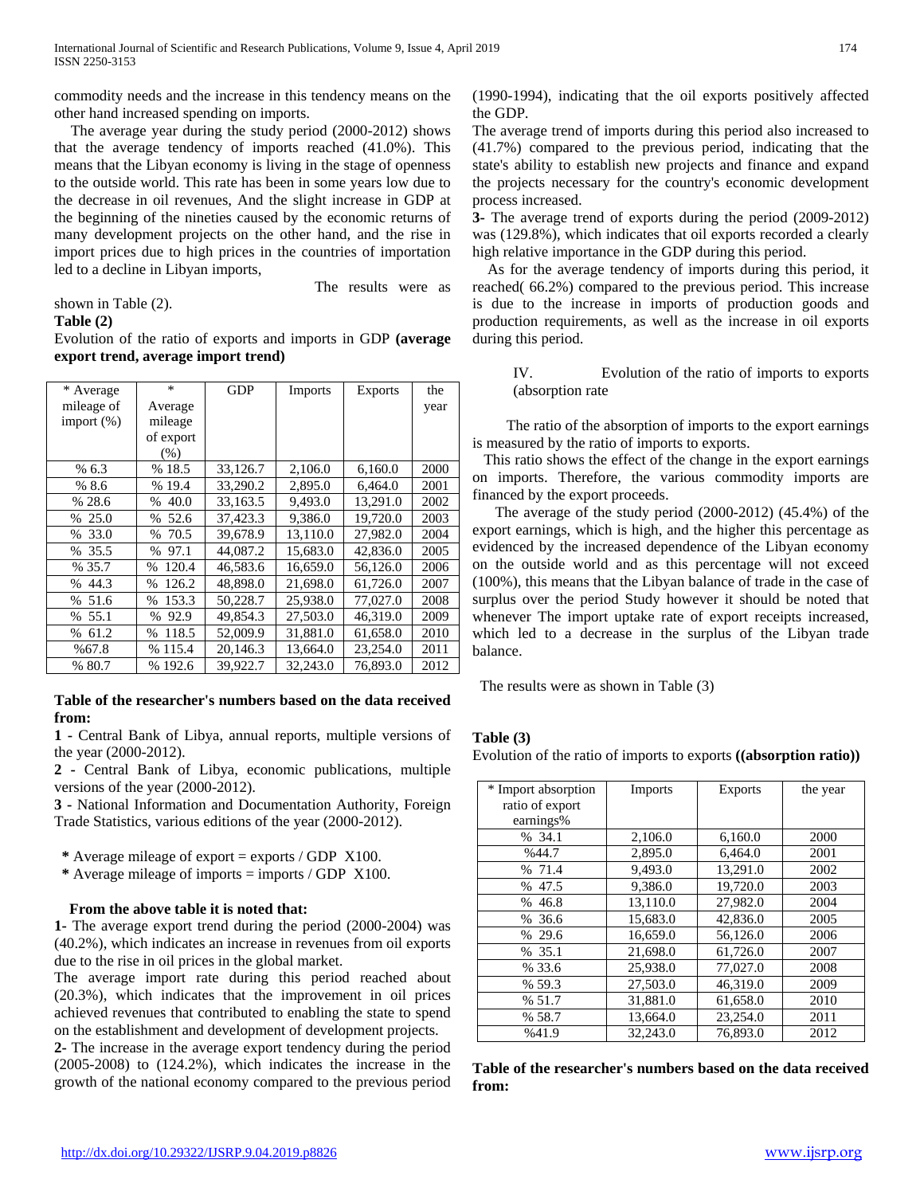commodity needs and the increase in this tendency means on the other hand increased spending on imports.

The average year during the study period (2000-2012) shows that the average tendency of imports reached (41.0%). This means that the Libyan economy is living in the stage of openness to the outside world. This rate has been in some years low due to the decrease in oil revenues, And the slight increase in GDP at the beginning of the nineties caused by the economic returns of many development projects on the other hand, and the rise in import prices due to high prices in the countries of importation led to a decline in Libyan imports,

The results were as shown in Table (2).

**Table (2)**

Evolution of the ratio of exports and imports in GDP **(average export trend, average import trend)**

| * Average mileage of import (%) | * Average mileage of export (%) | GDP | Imports | Exports | the year |
|---|---|---|---|---|---|
| % 6.3 | % 18.5 | 33,126.7 | 2,106.0 | 6,160.0 | 2000 |
| % 8.6 | % 19.4 | 33,290.2 | 2,895.0 | 6,464.0 | 2001 |
| % 28.6 | % 40.0 | 33,163.5 | 9,493.0 | 13,291.0 | 2002 |
| % 25.0 | % 52.6 | 37,423.3 | 9,386.0 | 19,720.0 | 2003 |
| % 33.0 | % 70.5 | 39,678.9 | 13,110.0 | 27,982.0 | 2004 |
| % 35.5 | % 97.1 | 44,087.2 | 15,683.0 | 42,836.0 | 2005 |
| % 35.7 | % 120.4 | 46,583.6 | 16,659.0 | 56,126.0 | 2006 |
| % 44.3 | % 126.2 | 48,898.0 | 21,698.0 | 61,726.0 | 2007 |
| % 51.6 | % 153.3 | 50,228.7 | 25,938.0 | 77,027.0 | 2008 |
| % 55.1 | % 92.9 | 49,854.3 | 27,503.0 | 46,319.0 | 2009 |
| % 61.2 | % 118.5 | 52,009.9 | 31,881.0 | 61,658.0 | 2010 |
| %67.8 | % 115.4 | 20,146.3 | 13,664.0 | 23,254.0 | 2011 |
| % 80.7 | % 192.6 | 39,922.7 | 32,243.0 | 76,893.0 | 2012 |

**Table of the researcher's numbers based on the data received from:**

**1** - Central Bank of Libya, annual reports, multiple versions of the year (2000-2012).

**2** - Central Bank of Libya, economic publications, multiple versions of the year (2000-2012).

**3** - National Information and Documentation Authority, Foreign Trade Statistics, various editions of the year (2000-2012).

**\*** Average mileage of export = exports / GDP X100.

**\*** Average mileage of imports = imports / GDP X100.

**From the above table it is noted that:**

**1-** The average export trend during the period (2000-2004) was (40.2%), which indicates an increase in revenues from oil exports due to the rise in oil prices in the global market.

The average import rate during this period reached about (20.3%), which indicates that the improvement in oil prices achieved revenues that contributed to enabling the state to spend on the establishment and development of development projects.

**2-** The increase in the average export tendency during the period (2005-2008) to (124.2%), which indicates the increase in the growth of the national economy compared to the previous period (1990-1994), indicating that the oil exports positively affected the GDP.

The average trend of imports during this period also increased to (41.7%) compared to the previous period, indicating that the state's ability to establish new projects and finance and expand the projects necessary for the country's economic development process increased.

**3-** The average trend of exports during the period (2009-2012) was (129.8%), which indicates that oil exports recorded a clearly high relative importance in the GDP during this period.

As for the average tendency of imports during this period, it reached( 66.2%) compared to the previous period. This increase is due to the increase in imports of production goods and production requirements, as well as the increase in oil exports during this period.

## IV. Evolution of the ratio of imports to exports (absorption rate

The ratio of the absorption of imports to the export earnings is measured by the ratio of imports to exports.

This ratio shows the effect of the change in the export earnings on imports. Therefore, the various commodity imports are financed by the export proceeds.

The average of the study period (2000-2012) (45.4%) of the export earnings, which is high, and the higher this percentage as evidenced by the increased dependence of the Libyan economy on the outside world and as this percentage will not exceed (100%), this means that the Libyan balance of trade in the case of surplus over the period Study however it should be noted that whenever The import uptake rate of export receipts increased, which led to a decrease in the surplus of the Libyan trade balance.

The results were as shown in Table (3)

**Table (3)**

Evolution of the ratio of imports to exports **((absorption ratio))**

| * Import absorption ratio of export earnings% | Imports | Exports | the year |
|---|---|---|---|
| % 34.1 | 2,106.0 | 6,160.0 | 2000 |
| %44.7 | 2,895.0 | 6,464.0 | 2001 |
| % 71.4 | 9,493.0 | 13,291.0 | 2002 |
| % 47.5 | 9,386.0 | 19,720.0 | 2003 |
| % 46.8 | 13,110.0 | 27,982.0 | 2004 |
| % 36.6 | 15,683.0 | 42,836.0 | 2005 |
| % 29.6 | 16,659.0 | 56,126.0 | 2006 |
| % 35.1 | 21,698.0 | 61,726.0 | 2007 |
| % 33.6 | 25,938.0 | 77,027.0 | 2008 |
| % 59.3 | 27,503.0 | 46,319.0 | 2009 |
| % 51.7 | 31,881.0 | 61,658.0 | 2010 |
| % 58.7 | 13,664.0 | 23,254.0 | 2011 |
| %41.9 | 32,243.0 | 76,893.0 | 2012 |

**Table of the researcher's numbers based on the data received from:**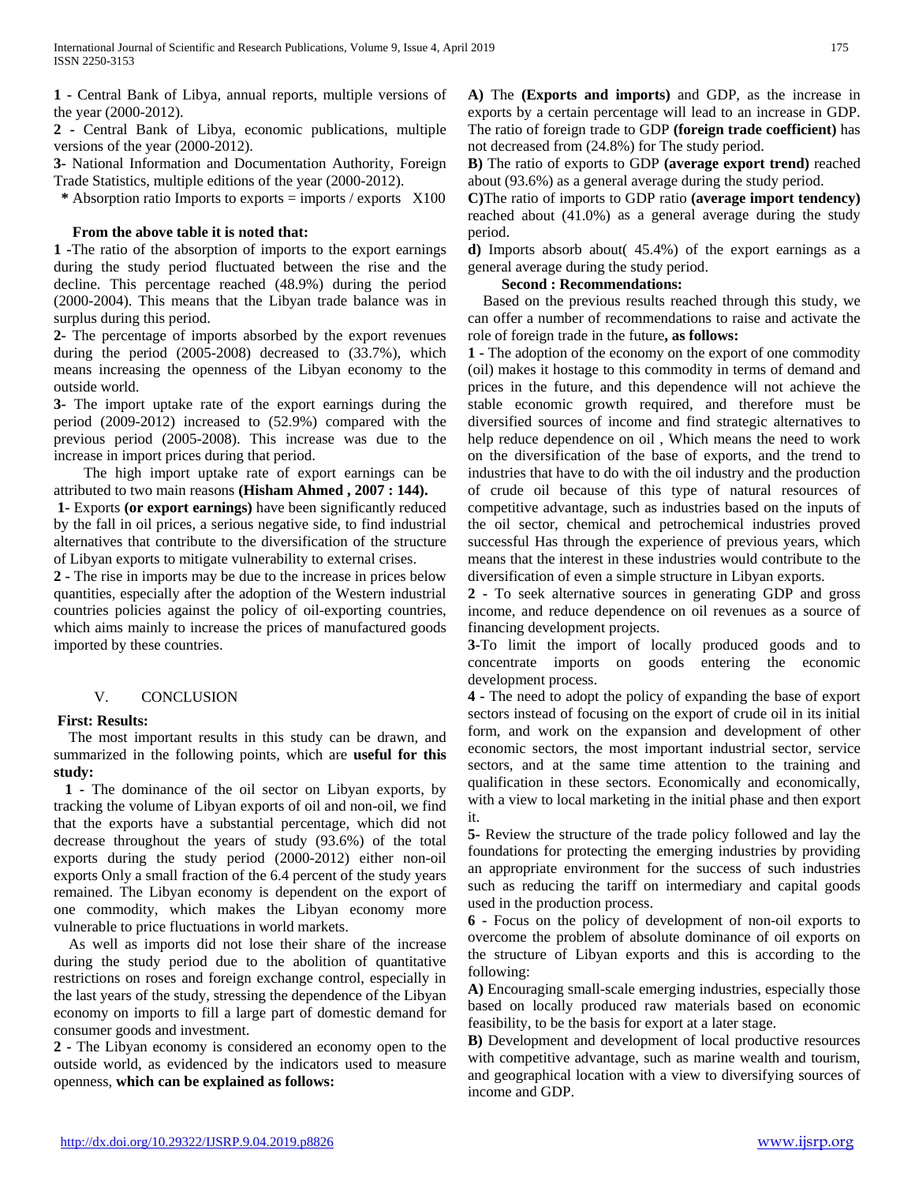**1 -** Central Bank of Libya, annual reports, multiple versions of the year (2000-2012).

**2 -** Central Bank of Libya, economic publications, multiple versions of the year (2000-2012).

**3-** National Information and Documentation Authority, Foreign Trade Statistics, multiple editions of the year (2000-2012).

**\*** Absorption ratio Imports to exports = imports / exports X100

**From the above table it is noted that:**

**1 -**The ratio of the absorption of imports to the export earnings during the study period fluctuated between the rise and the decline. This percentage reached (48.9%) during the period (2000-2004). This means that the Libyan trade balance was in surplus during this period.

**2-** The percentage of imports absorbed by the export revenues during the period (2005-2008) decreased to (33.7%), which means increasing the openness of the Libyan economy to the outside world.

**3-** The import uptake rate of the export earnings during the period (2009-2012) increased to (52.9%) compared with the previous period (2005-2008). This increase was due to the increase in import prices during that period.

The high import uptake rate of export earnings can be attributed to two main reasons **(Hisham Ahmed , 2007 : 144).**

**1-** Exports **(or export earnings)** have been significantly reduced by the fall in oil prices, a serious negative side, to find industrial alternatives that contribute to the diversification of the structure of Libyan exports to mitigate vulnerability to external crises.

**2 -** The rise in imports may be due to the increase in prices below quantities, especially after the adoption of the Western industrial countries policies against the policy of oil-exporting countries, which aims mainly to increase the prices of manufactured goods imported by these countries.

## V. CONCLUSION

**First: Results:**

The most important results in this study can be drawn, and summarized in the following points, which are **useful for this study:**

**1 -** The dominance of the oil sector on Libyan exports, by tracking the volume of Libyan exports of oil and non-oil, we find that the exports have a substantial percentage, which did not decrease throughout the years of study (93.6%) of the total exports during the study period (2000-2012) either non-oil exports Only a small fraction of the 6.4 percent of the study years remained. The Libyan economy is dependent on the export of one commodity, which makes the Libyan economy more vulnerable to price fluctuations in world markets.

As well as imports did not lose their share of the increase during the study period due to the abolition of quantitative restrictions on roses and foreign exchange control, especially in the last years of the study, stressing the dependence of the Libyan economy on imports to fill a large part of domestic demand for consumer goods and investment.

**2 -** The Libyan economy is considered an economy open to the outside world, as evidenced by the indicators used to measure openness, **which can be explained as follows:**

**A)** The **(Exports and imports)** and GDP, as the increase in exports by a certain percentage will lead to an increase in GDP. The ratio of foreign trade to GDP **(foreign trade coefficient)** has not decreased from (24.8%) for The study period.

**B)** The ratio of exports to GDP **(average export trend)** reached about (93.6%) as a general average during the study period.

**C)**The ratio of imports to GDP ratio **(average import tendency)** reached about (41.0%) as a general average during the study period.

**d)** Imports absorb about( 45.4%) of the export earnings as a general average during the study period.

**Second : Recommendations:**

Based on the previous results reached through this study, we can offer a number of recommendations to raise and activate the role of foreign trade in the future**, as follows:**

**1 -** The adoption of the economy on the export of one commodity (oil) makes it hostage to this commodity in terms of demand and prices in the future, and this dependence will not achieve the stable economic growth required, and therefore must be diversified sources of income and find strategic alternatives to help reduce dependence on oil , Which means the need to work on the diversification of the base of exports, and the trend to industries that have to do with the oil industry and the production of crude oil because of this type of natural resources of competitive advantage, such as industries based on the inputs of the oil sector, chemical and petrochemical industries proved successful Has through the experience of previous years, which means that the interest in these industries would contribute to the diversification of even a simple structure in Libyan exports.

**2 -** To seek alternative sources in generating GDP and gross income, and reduce dependence on oil revenues as a source of financing development projects.

**3-**To limit the import of locally produced goods and to concentrate imports on goods entering the economic development process.

**4 -** The need to adopt the policy of expanding the base of export sectors instead of focusing on the export of crude oil in its initial form, and work on the expansion and development of other economic sectors, the most important industrial sector, service sectors, and at the same time attention to the training and qualification in these sectors. Economically and economically, with a view to local marketing in the initial phase and then export it.

**5-** Review the structure of the trade policy followed and lay the foundations for protecting the emerging industries by providing an appropriate environment for the success of such industries such as reducing the tariff on intermediary and capital goods used in the production process.

**6 -** Focus on the policy of development of non-oil exports to overcome the problem of absolute dominance of oil exports on the structure of Libyan exports and this is according to the following:

**A)** Encouraging small-scale emerging industries, especially those based on locally produced raw materials based on economic feasibility, to be the basis for export at a later stage.

**B)** Development and development of local productive resources with competitive advantage, such as marine wealth and tourism, and geographical location with a view to diversifying sources of income and GDP.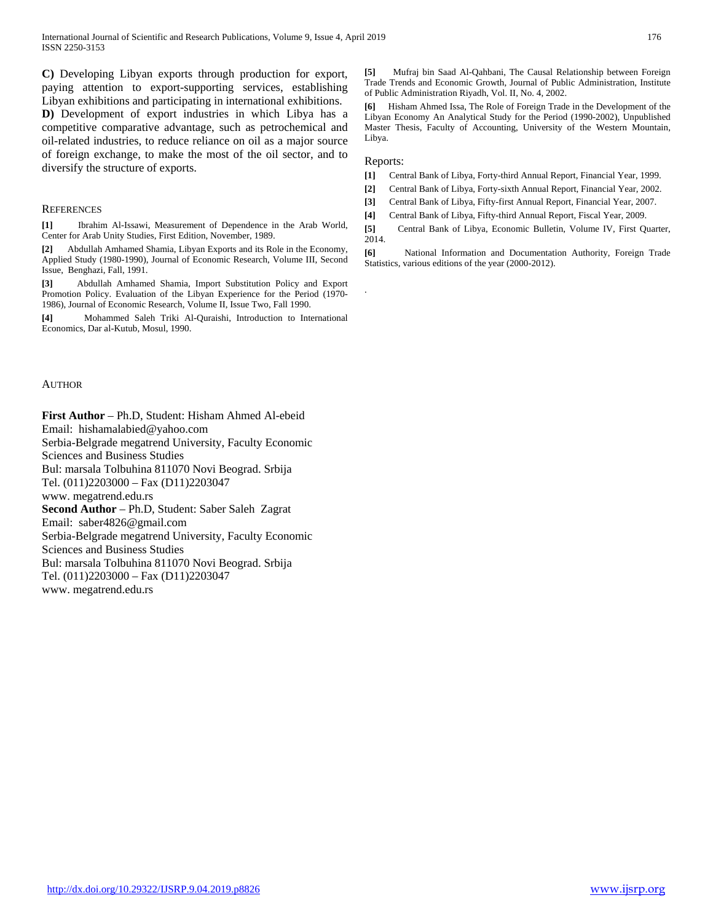**C)** Developing Libyan exports through production for export, paying attention to export-supporting services, establishing Libyan exhibitions and participating in international exhibitions.

**D)** Development of export industries in which Libya has a competitive comparative advantage, such as petrochemical and oil-related industries, to reduce reliance on oil as a major source of foreign exchange, to make the most of the oil sector, and to diversify the structure of exports.

## REFERENCES

**[1]** Ibrahim Al-Issawi, Measurement of Dependence in the Arab World, Center for Arab Unity Studies, First Edition, November, 1989.

**[2]** Abdullah Amhamed Shamia, Libyan Exports and its Role in the Economy, Applied Study (1980-1990), Journal of Economic Research, Volume III, Second Issue, Benghazi, Fall, 1991.

**[3]** Abdullah Amhamed Shamia, Import Substitution Policy and Export Promotion Policy. Evaluation of the Libyan Experience for the Period (1970-1986), Journal of Economic Research, Volume II, Issue Two, Fall 1990.

**[4]** Mohammed Saleh Triki Al-Quraishi, Introduction to International Economics, Dar al-Kutub, Mosul, 1990.

**[5]** Mufraj bin Saad Al-Qahbani, The Causal Relationship between Foreign Trade Trends and Economic Growth, Journal of Public Administration, Institute of Public Administration Riyadh, Vol. II, No. 4, 2002.

**[6]** Hisham Ahmed Issa, The Role of Foreign Trade in the Development of the Libyan Economy An Analytical Study for the Period (1990-2002), Unpublished Master Thesis, Faculty of Accounting, University of the Western Mountain, Libya.

### Reports:

**[1]** Central Bank of Libya, Forty-third Annual Report, Financial Year, 1999.

**[2]** Central Bank of Libya, Forty-sixth Annual Report, Financial Year, 2002.

**[3]** Central Bank of Libya, Fifty-first Annual Report, Financial Year, 2007.

**[4]** Central Bank of Libya, Fifty-third Annual Report, Fiscal Year, 2009.

**[5]** Central Bank of Libya, Economic Bulletin, Volume IV, First Quarter, 2014.

**[6]** National Information and Documentation Authority, Foreign Trade Statistics, various editions of the year (2000-2012).

## AUTHOR

**First Author** – Ph.D, Student: Hisham Ahmed Al-ebeid
Email: hishamalabied@yahoo.com
Serbia-Belgrade megatrend University, Faculty Economic Sciences and Business Studies
Bul: marsala Tolbuhina 811070 Novi Beograd. Srbija
Tel. (011)2203000 – Fax (D11)2203047
www. megatrend.edu.rs

**Second Author** – Ph.D, Student: Saber Saleh Zagrat
Email: saber4826@gmail.com
Serbia-Belgrade megatrend University, Faculty Economic Sciences and Business Studies
Bul: marsala Tolbuhina 811070 Novi Beograd. Srbija
Tel. (011)2203000 – Fax (D11)2203047
www. megatrend.edu.rs